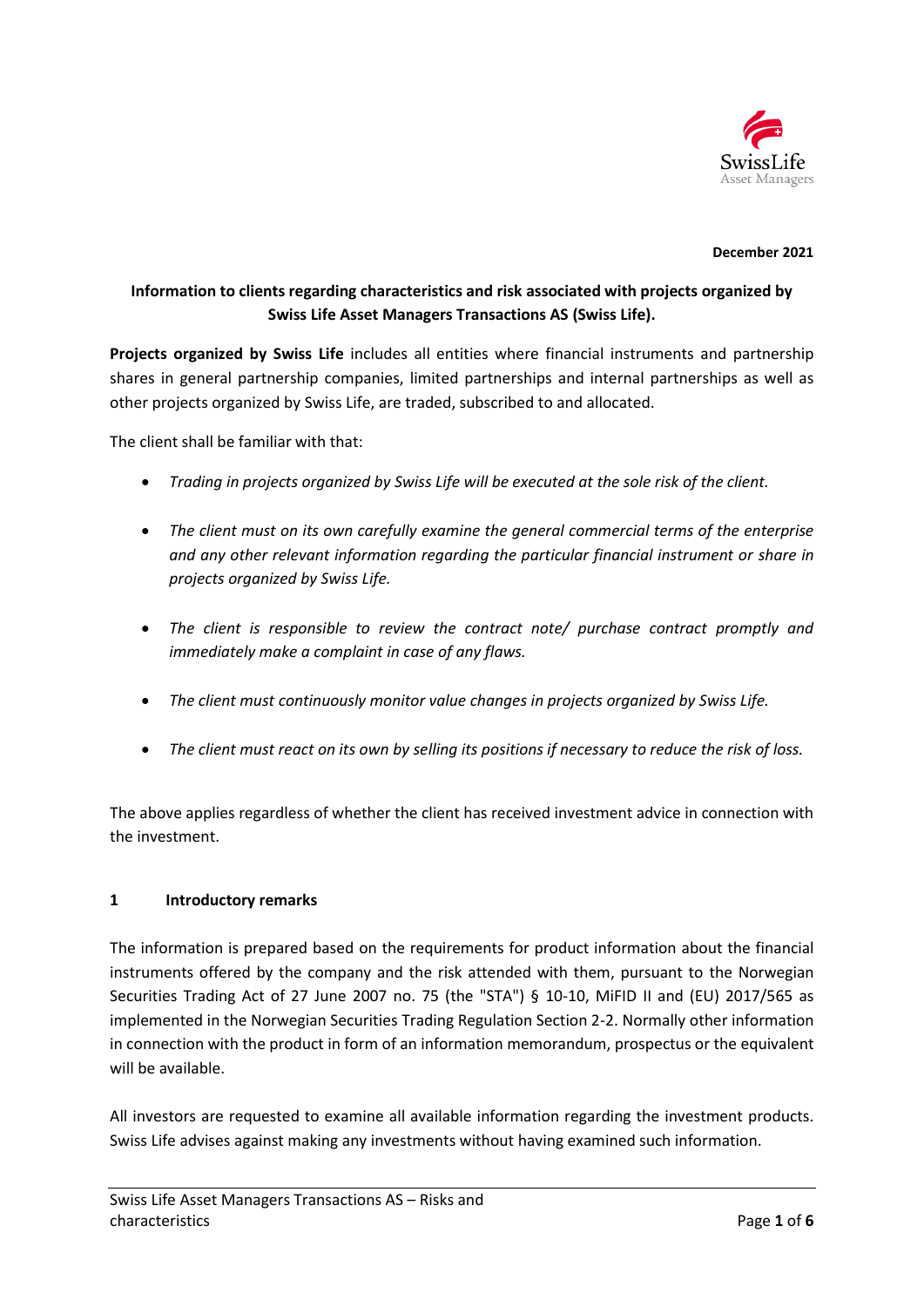**December 2021**

**Information to clients regarding characteristics and risk associated with projects organized by Swiss Life Asset Managers Transactions AS (Swiss Life).**

**Projects organized by Swiss Life** includes all entities where financial instruments and partnership shares in general partnership companies, limited partnerships and internal partnerships as well as other projects organized by Swiss Life, are traded, subscribed to and allocated.

The client shall be familiar with that:

- *Trading in projects organized by Swiss Life will be executed at the sole risk of the client.*
- *The client must on its own carefully examine the general commercial terms of the enterprise and any other relevant information regarding the particular financial instrument or share in projects organized by Swiss Life.*
- *The client is responsible to review the contract note/ purchase contract promptly and immediately make a complaint in case of any flaws.*
- *The client must continuously monitor value changes in projects organized by Swiss Life.*
- *The client must react on its own by selling its positions if necessary to reduce the risk of loss.*

The above applies regardless of whether the client has received investment advice in connection with the investment.

## 1 Introductory remarks

The information is prepared based on the requirements for product information about the financial instruments offered by the company and the risk attended with them, pursuant to the Norwegian Securities Trading Act of 27 June 2007 no. 75 (the "STA") § 10-10, MiFID II and (EU) 2017/565 as implemented in the Norwegian Securities Trading Regulation Section 2-2. Normally other information in connection with the product in form of an information memorandum, prospectus or the equivalent will be available.

All investors are requested to examine all available information regarding the investment products. Swiss Life advises against making any investments without having examined such information.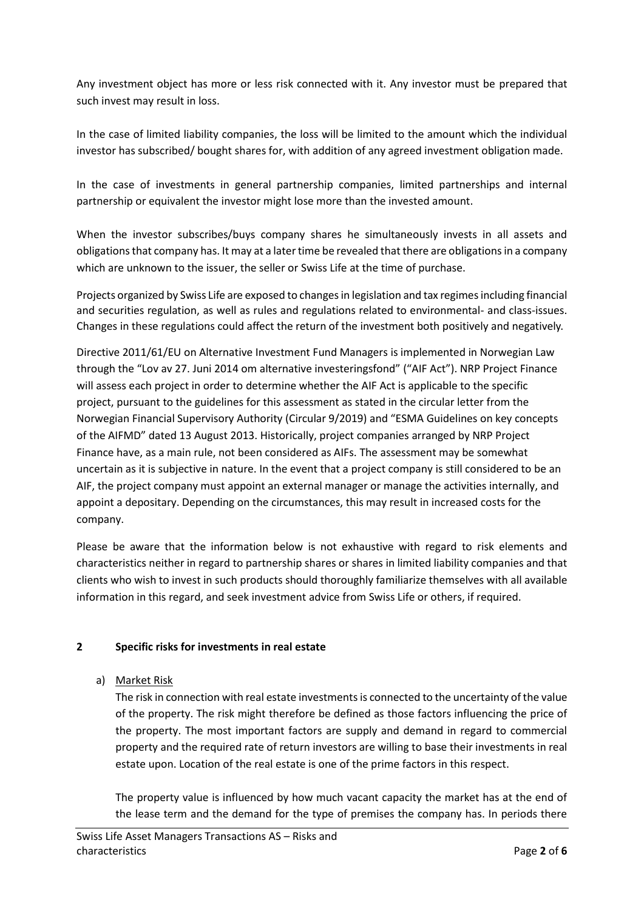Any investment object has more or less risk connected with it. Any investor must be prepared that such invest may result in loss.

In the case of limited liability companies, the loss will be limited to the amount which the individual investor has subscribed/ bought shares for, with addition of any agreed investment obligation made.

In the case of investments in general partnership companies, limited partnerships and internal partnership or equivalent the investor might lose more than the invested amount.

When the investor subscribes/buys company shares he simultaneously invests in all assets and obligations that company has. It may at a later time be revealed that there are obligations in a company which are unknown to the issuer, the seller or Swiss Life at the time of purchase.

Projects organized by Swiss Life are exposed to changes in legislation and tax regimes including financial and securities regulation, as well as rules and regulations related to environmental- and class-issues. Changes in these regulations could affect the return of the investment both positively and negatively.

Directive 2011/61/EU on Alternative Investment Fund Managers is implemented in Norwegian Law through the "Lov av 27. Juni 2014 om alternative investeringsfond" ("AIF Act"). NRP Project Finance will assess each project in order to determine whether the AIF Act is applicable to the specific project, pursuant to the guidelines for this assessment as stated in the circular letter from the Norwegian Financial Supervisory Authority (Circular 9/2019) and "ESMA Guidelines on key concepts of the AIFMD" dated 13 August 2013. Historically, project companies arranged by NRP Project Finance have, as a main rule, not been considered as AIFs. The assessment may be somewhat uncertain as it is subjective in nature. In the event that a project company is still considered to be an AIF, the project company must appoint an external manager or manage the activities internally, and appoint a depositary. Depending on the circumstances, this may result in increased costs for the company.

Please be aware that the information below is not exhaustive with regard to risk elements and characteristics neither in regard to partnership shares or shares in limited liability companies and that clients who wish to invest in such products should thoroughly familiarize themselves with all available information in this regard, and seek investment advice from Swiss Life or others, if required.

## 2 Specific risks for investments in real estate

a) Market Risk

The risk in connection with real estate investments is connected to the uncertainty of the value of the property. The risk might therefore be defined as those factors influencing the price of the property. The most important factors are supply and demand in regard to commercial property and the required rate of return investors are willing to base their investments in real estate upon. Location of the real estate is one of the prime factors in this respect.

The property value is influenced by how much vacant capacity the market has at the end of the lease term and the demand for the type of premises the company has. In periods there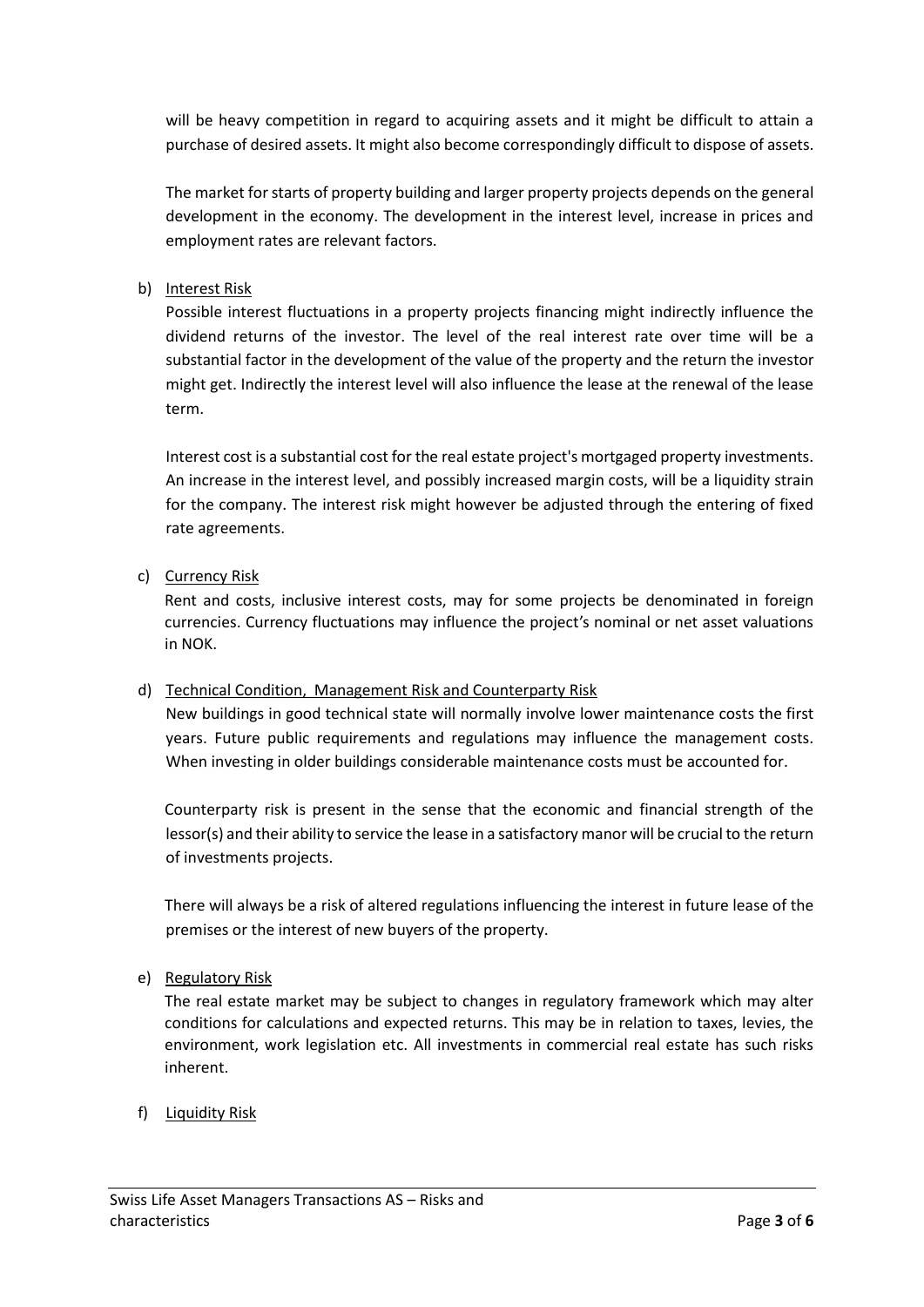will be heavy competition in regard to acquiring assets and it might be difficult to attain a purchase of desired assets. It might also become correspondingly difficult to dispose of assets.

The market for starts of property building and larger property projects depends on the general development in the economy. The development in the interest level, increase in prices and employment rates are relevant factors.

b) Interest Risk

Possible interest fluctuations in a property projects financing might indirectly influence the dividend returns of the investor. The level of the real interest rate over time will be a substantial factor in the development of the value of the property and the return the investor might get. Indirectly the interest level will also influence the lease at the renewal of the lease term.

Interest cost is a substantial cost for the real estate project's mortgaged property investments. An increase in the interest level, and possibly increased margin costs, will be a liquidity strain for the company. The interest risk might however be adjusted through the entering of fixed rate agreements.

c) Currency Risk

Rent and costs, inclusive interest costs, may for some projects be denominated in foreign currencies. Currency fluctuations may influence the project's nominal or net asset valuations in NOK.

d) Technical Condition, Management Risk and Counterparty Risk

New buildings in good technical state will normally involve lower maintenance costs the first years. Future public requirements and regulations may influence the management costs. When investing in older buildings considerable maintenance costs must be accounted for.

Counterparty risk is present in the sense that the economic and financial strength of the lessor(s) and their ability to service the lease in a satisfactory manor will be crucial to the return of investments projects.

There will always be a risk of altered regulations influencing the interest in future lease of the premises or the interest of new buyers of the property.

e) Regulatory Risk

The real estate market may be subject to changes in regulatory framework which may alter conditions for calculations and expected returns. This may be in relation to taxes, levies, the environment, work legislation etc. All investments in commercial real estate has such risks inherent.

f) Liquidity Risk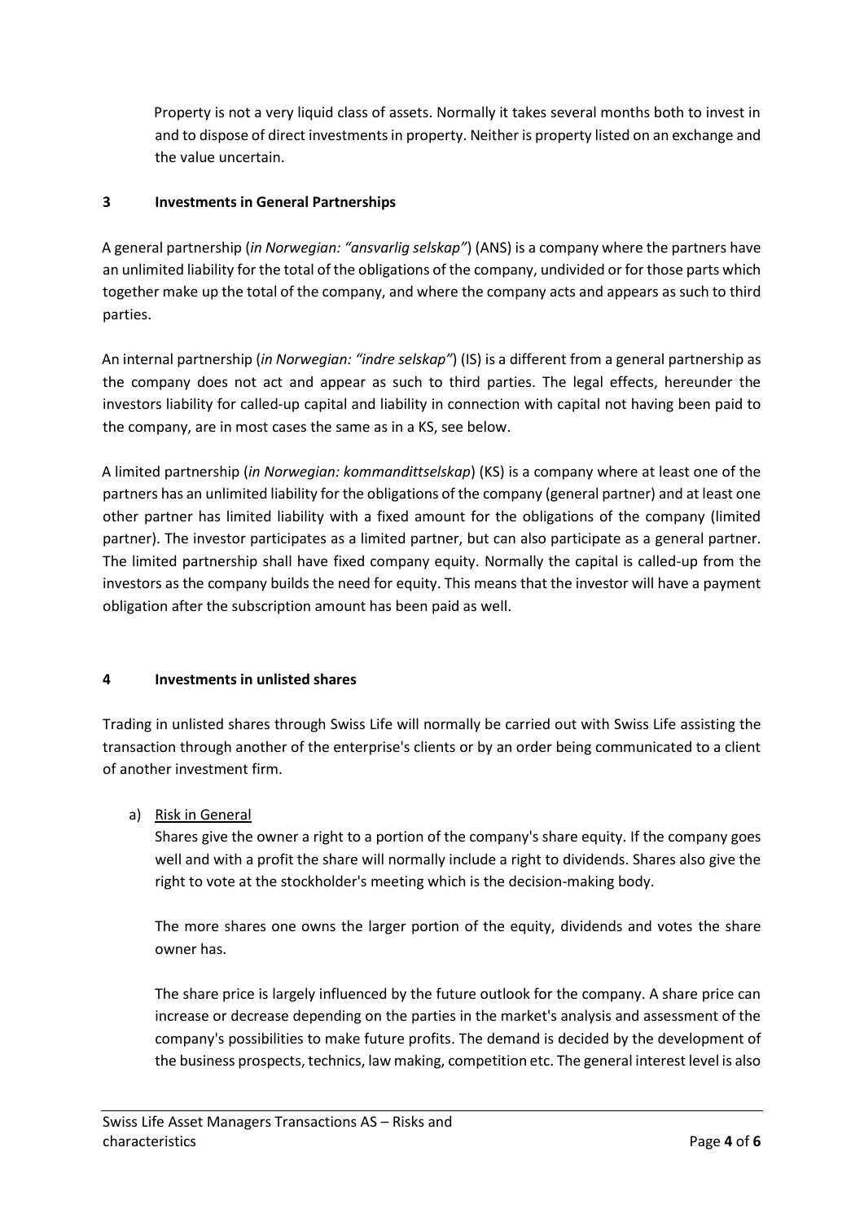Property is not a very liquid class of assets. Normally it takes several months both to invest in and to dispose of direct investments in property. Neither is property listed on an exchange and the value uncertain.

## 3 Investments in General Partnerships

A general partnership (*in Norwegian: "ansvarlig selskap"*) (ANS) is a company where the partners have an unlimited liability for the total of the obligations of the company, undivided or for those parts which together make up the total of the company, and where the company acts and appears as such to third parties.

An internal partnership (*in Norwegian: "indre selskap"*) (IS) is a different from a general partnership as the company does not act and appear as such to third parties. The legal effects, hereunder the investors liability for called-up capital and liability in connection with capital not having been paid to the company, are in most cases the same as in a KS, see below.

A limited partnership (*in Norwegian: kommandittselskap*) (KS) is a company where at least one of the partners has an unlimited liability for the obligations of the company (general partner) and at least one other partner has limited liability with a fixed amount for the obligations of the company (limited partner). The investor participates as a limited partner, but can also participate as a general partner. The limited partnership shall have fixed company equity. Normally the capital is called-up from the investors as the company builds the need for equity. This means that the investor will have a payment obligation after the subscription amount has been paid as well.

## 4 Investments in unlisted shares

Trading in unlisted shares through Swiss Life will normally be carried out with Swiss Life assisting the transaction through another of the enterprise's clients or by an order being communicated to a client of another investment firm.

a) Risk in General

Shares give the owner a right to a portion of the company's share equity. If the company goes well and with a profit the share will normally include a right to dividends. Shares also give the right to vote at the stockholder's meeting which is the decision-making body.

The more shares one owns the larger portion of the equity, dividends and votes the share owner has.

The share price is largely influenced by the future outlook for the company. A share price can increase or decrease depending on the parties in the market's analysis and assessment of the company's possibilities to make future profits. The demand is decided by the development of the business prospects, technics, law making, competition etc. The general interest level is also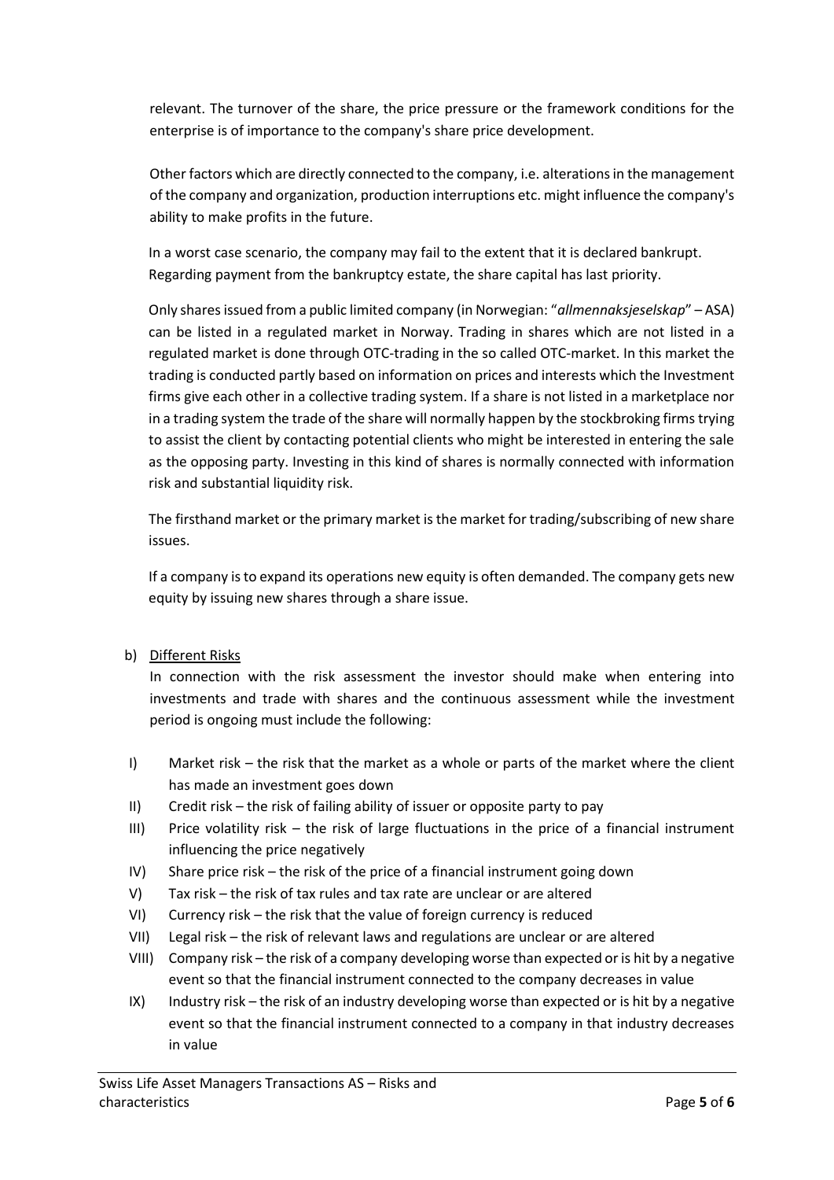relevant. The turnover of the share, the price pressure or the framework conditions for the enterprise is of importance to the company's share price development.

Other factors which are directly connected to the company, i.e. alterations in the management of the company and organization, production interruptions etc. might influence the company's ability to make profits in the future.

In a worst case scenario, the company may fail to the extent that it is declared bankrupt. Regarding payment from the bankruptcy estate, the share capital has last priority.

Only shares issued from a public limited company (in Norwegian: "*allmennaksjeselskap*" – ASA) can be listed in a regulated market in Norway. Trading in shares which are not listed in a regulated market is done through OTC-trading in the so called OTC-market. In this market the trading is conducted partly based on information on prices and interests which the Investment firms give each other in a collective trading system. If a share is not listed in a marketplace nor in a trading system the trade of the share will normally happen by the stockbroking firms trying to assist the client by contacting potential clients who might be interested in entering the sale as the opposing party. Investing in this kind of shares is normally connected with information risk and substantial liquidity risk.

The firsthand market or the primary market is the market for trading/subscribing of new share issues.

If a company is to expand its operations new equity is often demanded. The company gets new equity by issuing new shares through a share issue.

b) Different Risks

In connection with the risk assessment the investor should make when entering into investments and trade with shares and the continuous assessment while the investment period is ongoing must include the following:

I) Market risk – the risk that the market as a whole or parts of the market where the client has made an investment goes down

II) Credit risk – the risk of failing ability of issuer or opposite party to pay

III) Price volatility risk – the risk of large fluctuations in the price of a financial instrument influencing the price negatively

IV) Share price risk – the risk of the price of a financial instrument going down

V) Tax risk – the risk of tax rules and tax rate are unclear or are altered

VI) Currency risk – the risk that the value of foreign currency is reduced

VII) Legal risk – the risk of relevant laws and regulations are unclear or are altered

VIII) Company risk – the risk of a company developing worse than expected or is hit by a negative event so that the financial instrument connected to the company decreases in value

IX) Industry risk – the risk of an industry developing worse than expected or is hit by a negative event so that the financial instrument connected to a company in that industry decreases in value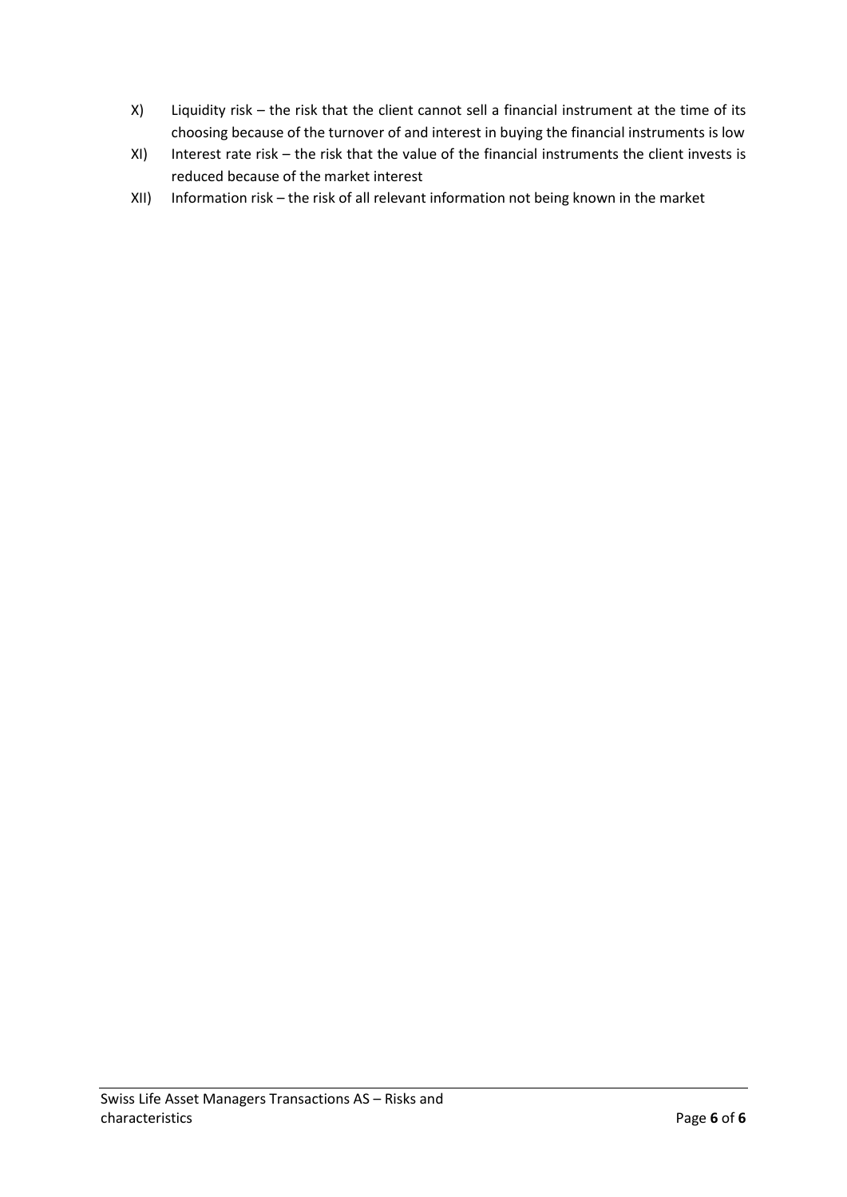X) Liquidity risk – the risk that the client cannot sell a financial instrument at the time of its choosing because of the turnover of and interest in buying the financial instruments is low

XI) Interest rate risk – the risk that the value of the financial instruments the client invests is reduced because of the market interest

XII) Information risk – the risk of all relevant information not being known in the market